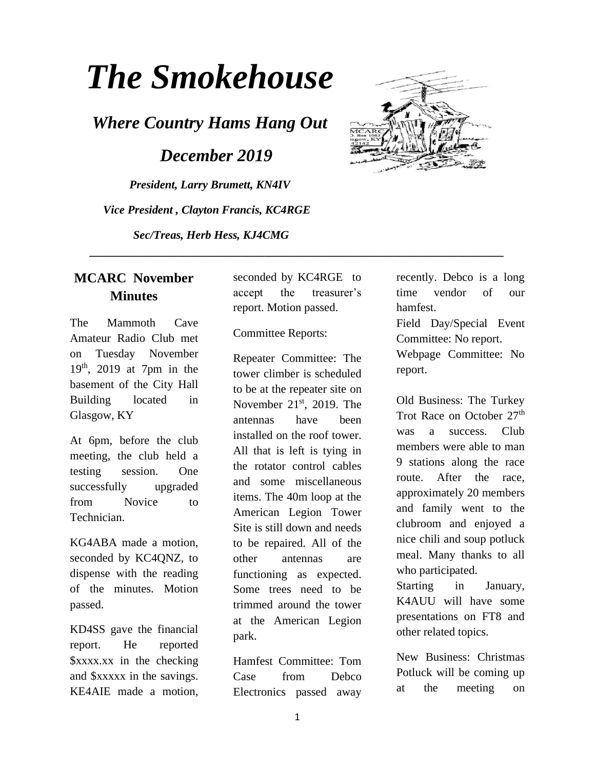# The Smokehouse

## *Where Country Hams Hang Out*

## *December 2019*

***President, Larry Brumett, KN4IV***

***Vice President , Clayton Francis, KC4RGE***

***Sec/Treas, Herb Hess, KJ4CMG***

---

### MCARC November Minutes

The Mammoth Cave Amateur Radio Club met on Tuesday November 19th, 2019 at 7pm in the basement of the City Hall Building located in Glasgow, KY

At 6pm, before the club meeting, the club held a testing session. One successfully upgraded from Novice to Technician.

KG4ABA made a motion, seconded by KC4QNZ, to dispense with the reading of the minutes. Motion passed.

KD4SS gave the financial report. He reported $xxxx.xx in the checking and $xxxxx in the savings. KE4AIE made a motion, seconded by KC4RGE to accept the treasurer's report. Motion passed.

Committee Reports:

Repeater Committee: The tower climber is scheduled to be at the repeater site on November 21st, 2019. The antennas have been installed on the roof tower. All that is left is tying in the rotator control cables and some miscellaneous items. The 40m loop at the American Legion Tower Site is still down and needs to be repaired. All of the other antennas are functioning as expected. Some trees need to be trimmed around the tower at the American Legion park.

Hamfest Committee: Tom Case from Debco Electronics passed away recently. Debco is a long time vendor of our hamfest.

Field Day/Special Event Committee: No report.

Webpage Committee: No report.

Old Business: The Turkey Trot Race on October 27th was a success. Club members were able to man 9 stations along the race route. After the race, approximately 20 members and family went to the clubroom and enjoyed a nice chili and soup potluck meal. Many thanks to all who participated.

Starting in January, K4AUU will have some presentations on FT8 and other related topics.

New Business: Christmas Potluck will be coming up at the meeting on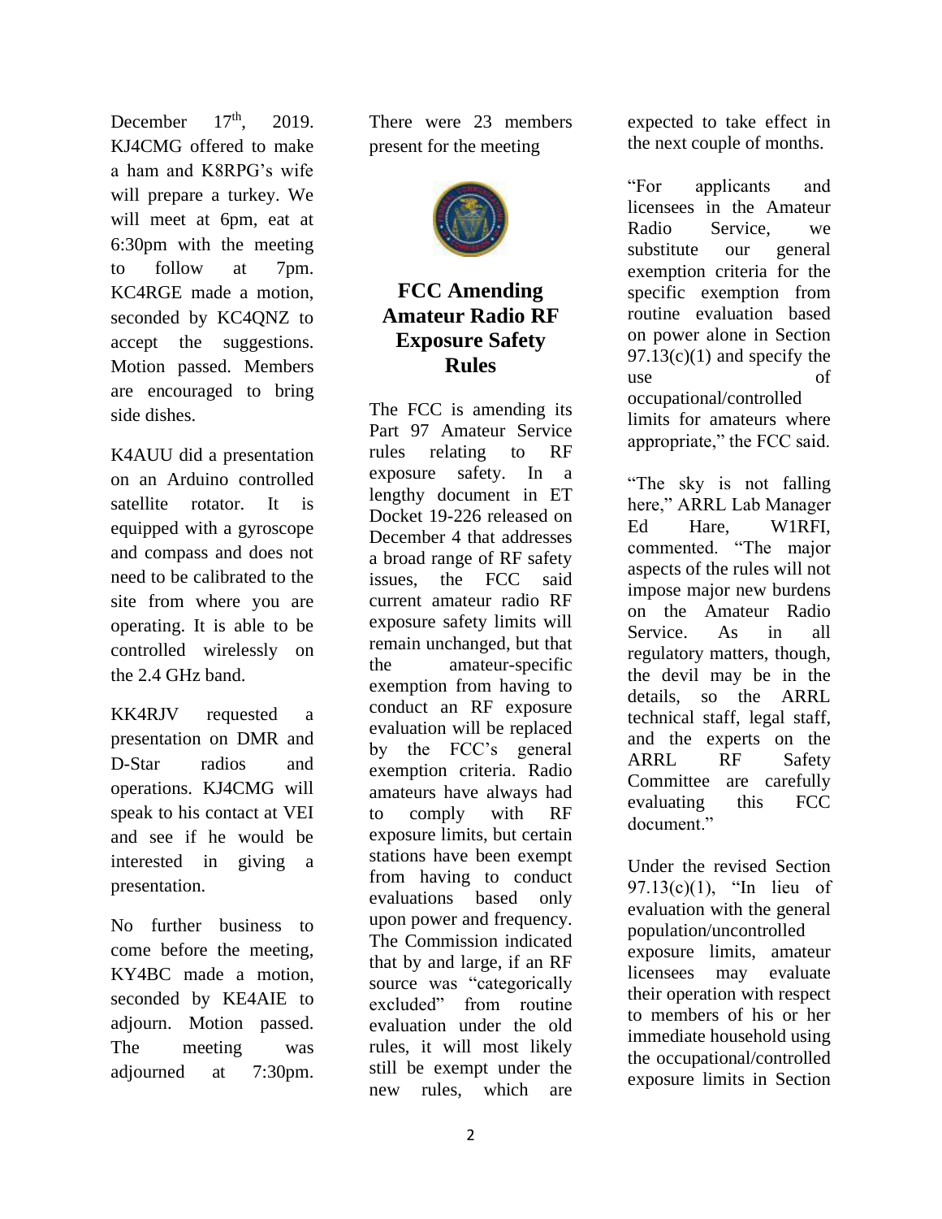December 17th, 2019. KJ4CMG offered to make a ham and K8RPG's wife will prepare a turkey. We will meet at 6pm, eat at 6:30pm with the meeting to follow at 7pm. KC4RGE made a motion, seconded by KC4QNZ to accept the suggestions. Motion passed. Members are encouraged to bring side dishes.

K4AUU did a presentation on an Arduino controlled satellite rotator. It is equipped with a gyroscope and compass and does not need to be calibrated to the site from where you are operating. It is able to be controlled wirelessly on the 2.4 GHz band.

KK4RJV requested a presentation on DMR and D-Star radios and operations. KJ4CMG will speak to his contact at VEI and see if he would be interested in giving a presentation.

No further business to come before the meeting, KY4BC made a motion, seconded by KE4AIE to adjourn. Motion passed. The meeting was adjourned at 7:30pm. There were 23 members present for the meeting

## FCC Amending Amateur Radio RF Exposure Safety Rules

The FCC is amending its Part 97 Amateur Service rules relating to RF exposure safety. In a lengthy document in ET Docket 19-226 released on December 4 that addresses a broad range of RF safety issues, the FCC said current amateur radio RF exposure safety limits will remain unchanged, but that the amateur-specific exemption from having to conduct an RF exposure evaluation will be replaced by the FCC's general exemption criteria. Radio amateurs have always had to comply with RF exposure limits, but certain stations have been exempt from having to conduct evaluations based only upon power and frequency. The Commission indicated that by and large, if an RF source was "categorically excluded" from routine evaluation under the old rules, it will most likely still be exempt under the new rules, which are expected to take effect in the next couple of months.

"For applicants and licensees in the Amateur Radio Service, we substitute our general exemption criteria for the specific exemption from routine evaluation based on power alone in Section 97.13(c)(1) and specify the use of occupational/controlled limits for amateurs where appropriate," the FCC said.

"The sky is not falling here," ARRL Lab Manager Ed Hare, W1RFI, commented. "The major aspects of the rules will not impose major new burdens on the Amateur Radio Service. As in all regulatory matters, though, the devil may be in the details, so the ARRL technical staff, legal staff, and the experts on the ARRL RF Safety Committee are carefully evaluating this FCC document."

Under the revised Section 97.13(c)(1), "In lieu of evaluation with the general population/uncontrolled exposure limits, amateur licensees may evaluate their operation with respect to members of his or her immediate household using the occupational/controlled exposure limits in Section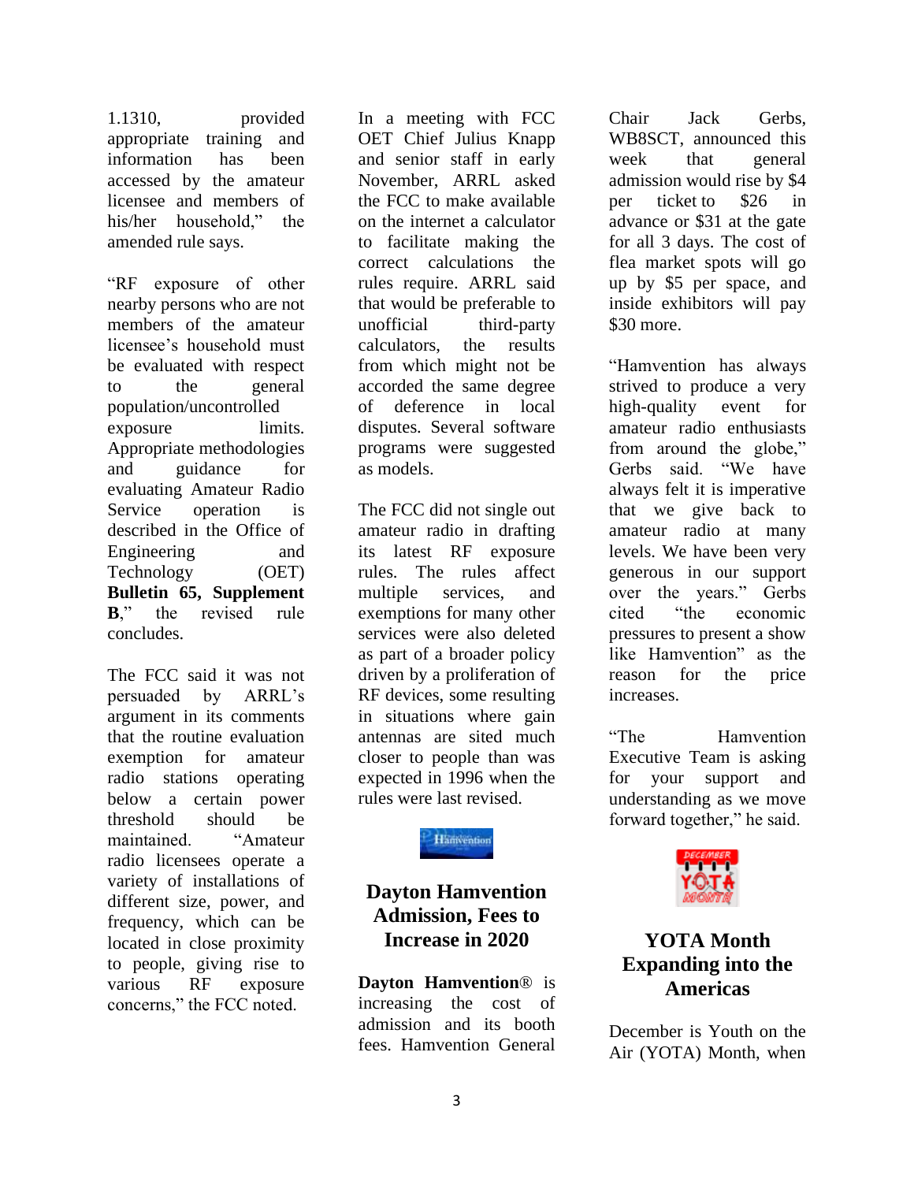1.1310, provided appropriate training and information has been accessed by the amateur licensee and members of his/her household," the amended rule says.

"RF exposure of other nearby persons who are not members of the amateur licensee's household must be evaluated with respect to the general population/uncontrolled exposure limits. Appropriate methodologies and guidance for evaluating Amateur Radio Service operation is described in the Office of Engineering and Technology (OET) **Bulletin 65, Supplement B**," the revised rule concludes.

The FCC said it was not persuaded by ARRL's argument in its comments that the routine evaluation exemption for amateur radio stations operating below a certain power threshold should be maintained. "Amateur radio licensees operate a variety of installations of different size, power, and frequency, which can be located in close proximity to people, giving rise to various RF exposure concerns," the FCC noted.

In a meeting with FCC OET Chief Julius Knapp and senior staff in early November, ARRL asked the FCC to make available on the internet a calculator to facilitate making the correct calculations the rules require. ARRL said that would be preferable to unofficial third-party calculators, the results from which might not be accorded the same degree of deference in local disputes. Several software programs were suggested as models.

The FCC did not single out amateur radio in drafting its latest RF exposure rules. The rules affect multiple services, and exemptions for many other services were also deleted as part of a broader policy driven by a proliferation of RF devices, some resulting in situations where gain antennas are sited much closer to people than was expected in 1996 when the rules were last revised.

## Dayton Hamvention Admission, Fees to Increase in 2020

**Dayton Hamvention**® is increasing the cost of admission and its booth fees. Hamvention General Chair Jack Gerbs, WB8SCT, announced this week that general admission would rise by $4 per ticket to $26 in advance or $31 at the gate for all 3 days. The cost of flea market spots will go up by $5 per space, and inside exhibitors will pay $30 more.

"Hamvention has always strived to produce a very high-quality event for amateur radio enthusiasts from around the globe," Gerbs said. "We have always felt it is imperative that we give back to amateur radio at many levels. We have been very generous in our support over the years." Gerbs cited "the economic pressures to present a show like Hamvention" as the reason for the price increases.

"The Hamvention Executive Team is asking for your support and understanding as we move forward together," he said.

## YOTA Month Expanding into the Americas

December is Youth on the Air (YOTA) Month, when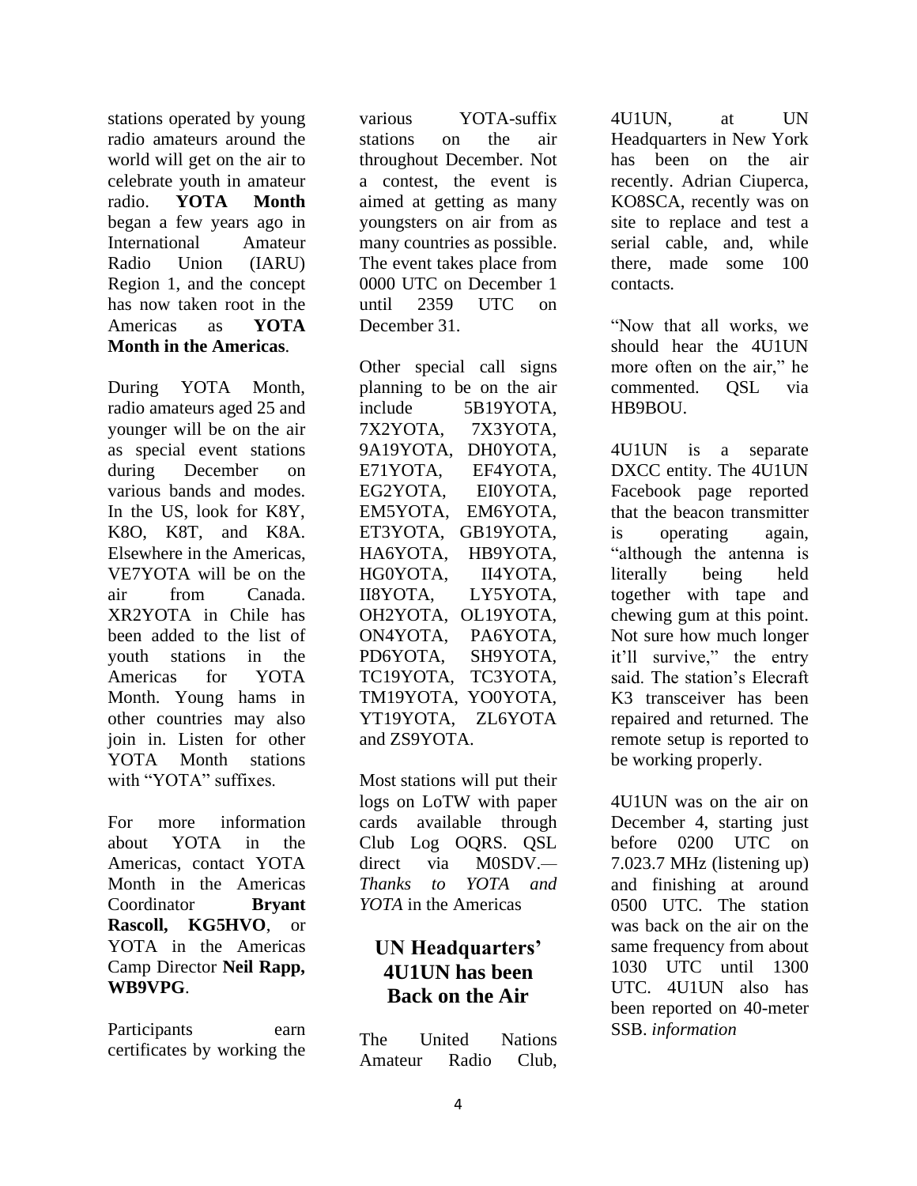stations operated by young radio amateurs around the world will get on the air to celebrate youth in amateur radio. **YOTA Month** began a few years ago in International Amateur Radio Union (IARU) Region 1, and the concept has now taken root in the Americas as **YOTA Month in the Americas**.

During YOTA Month, radio amateurs aged 25 and younger will be on the air as special event stations during December on various bands and modes. In the US, look for K8Y, K8O, K8T, and K8A. Elsewhere in the Americas, VE7YOTA will be on the air from Canada. XR2YOTA in Chile has been added to the list of youth stations in the Americas for YOTA Month. Young hams in other countries may also join in. Listen for other YOTA Month stations with "YOTA" suffixes.

For more information about YOTA in the Americas, contact YOTA Month in the Americas Coordinator **Bryant Rascoll, KG5HVO**, or YOTA in the Americas Camp Director **Neil Rapp, WB9VPG**.

Participants earn certificates by working the various YOTA-suffix stations on the air throughout December. Not a contest, the event is aimed at getting as many youngsters on air from as many countries as possible. The event takes place from 0000 UTC on December 1 until 2359 UTC on December 31.

Other special call signs planning to be on the air include 5B19YOTA, 7X2YOTA, 7X3YOTA, 9A19YOTA, DH0YOTA, E71YOTA, EF4YOTA, EG2YOTA, EI0YOTA, EM5YOTA, EM6YOTA, ET3YOTA, GB19YOTA, HA6YOTA, HB9YOTA, HG0YOTA, II4YOTA, II8YOTA, LY5YOTA, OH2YOTA, OL19YOTA, ON4YOTA, PA6YOTA, PD6YOTA, SH9YOTA, TC19YOTA, TC3YOTA, TM19YOTA, YO0YOTA, YT19YOTA, ZL6YOTA and ZS9YOTA.

Most stations will put their logs on LoTW with paper cards available through Club Log OQRS. QSL direct via M0SDV.—*Thanks to YOTA and YOTA* in the Americas

## UN Headquarters' 4U1UN has been Back on the Air

The United Nations Amateur Radio Club, 4U1UN, at UN Headquarters in New York has been on the air recently. Adrian Ciuperca, KO8SCA, recently was on site to replace and test a serial cable, and, while there, made some 100 contacts.

"Now that all works, we should hear the 4U1UN more often on the air," he commented. QSL via HB9BOU.

4U1UN is a separate DXCC entity. The 4U1UN Facebook page reported that the beacon transmitter is operating again, "although the antenna is literally being held together with tape and chewing gum at this point. Not sure how much longer it'll survive," the entry said. The station's Elecraft K3 transceiver has been repaired and returned. The remote setup is reported to be working properly.

4U1UN was on the air on December 4, starting just before 0200 UTC on 7.023.7 MHz (listening up) and finishing at around 0500 UTC. The station was back on the air on the same frequency from about 1030 UTC until 1300 UTC. 4U1UN also has been reported on 40-meter SSB. *information*